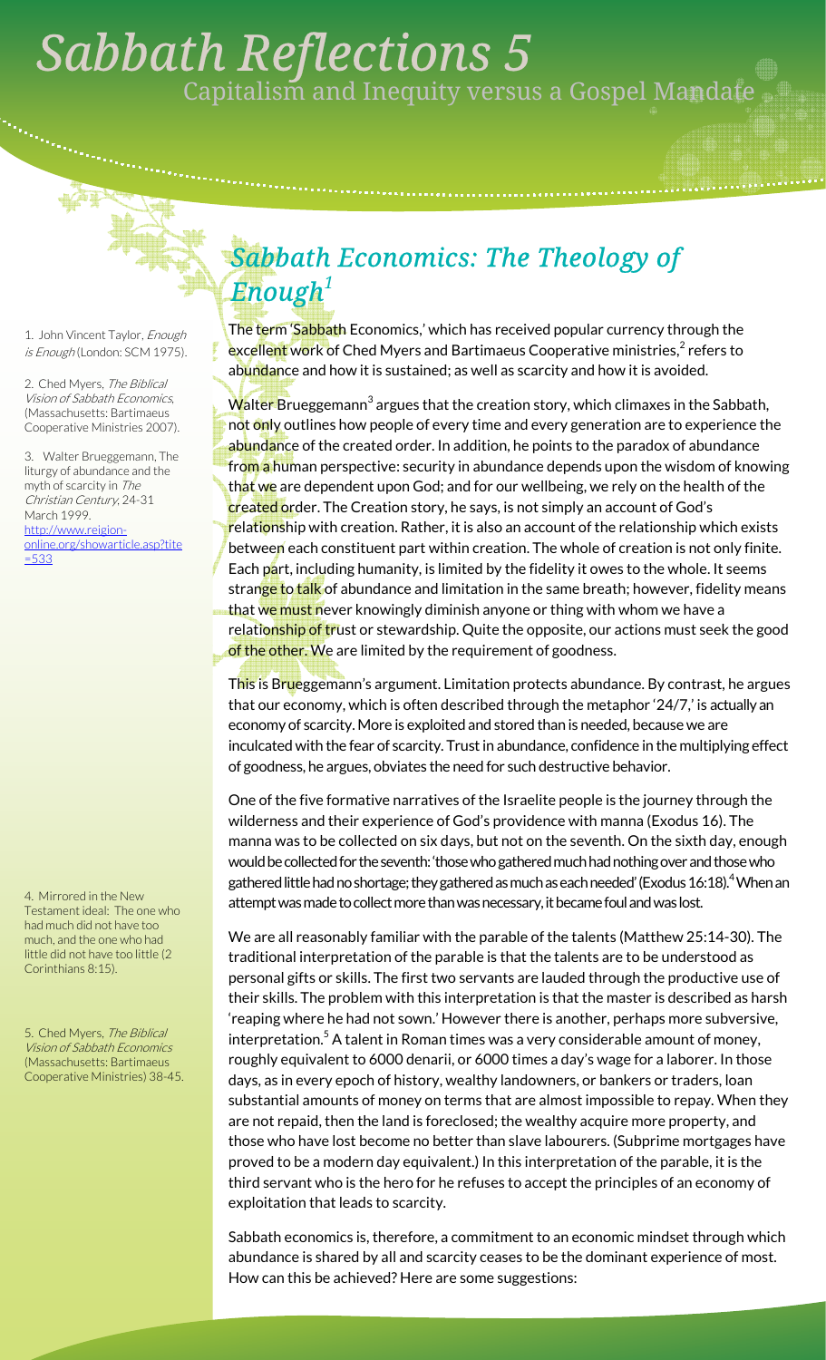# Sabbath Reflections 5

## Capitalism and Inequity versus a Gospel Mandate

## *Sabbath Economics: The Theology of Enough*[1]

The term 'Sabbath Economics,' which has received popular currency through the excellent work of Ched Myers and Bartimaeus Cooperative ministries,[2] refers to abundance and how it is sustained; as well as scarcity and how it is avoided.

Walter Brueggemann[3] argues that the creation story, which climaxes in the Sabbath, not only outlines how people of every time and every generation are to experience the abundance of the created order. In addition, he points to the paradox of abundance from a human perspective: security in abundance depends upon the wisdom of knowing that we are dependent upon God; and for our wellbeing, we rely on the health of the created order. The Creation story, he says, is not simply an account of God's relationship with creation. Rather, it is also an account of the relationship which exists between each constituent part within creation. The whole of creation is not only finite. Each part, including humanity, is limited by the fidelity it owes to the whole. It seems strange to talk of abundance and limitation in the same breath; however, fidelity means that we must never knowingly diminish anyone or thing with whom we have a relationship of trust or stewardship. Quite the opposite, our actions must seek the good of the other. We are limited by the requirement of goodness.

This is Brueggemann's argument. Limitation protects abundance. By contrast, he argues that our economy, which is often described through the metaphor '24/7,' is actually an economy of scarcity. More is exploited and stored than is needed, because we are inculcated with the fear of scarcity. Trust in abundance, confidence in the multiplying effect of goodness, he argues, obviates the need for such destructive behavior.

One of the five formative narratives of the Israelite people is the journey through the wilderness and their experience of God's providence with manna (Exodus 16). The manna was to be collected on six days, but not on the seventh. On the sixth day, enough would be collected for the seventh: 'those who gathered much had nothing over and those who gathered little had no shortage; they gathered as much as each needed' (Exodus 16:18).[4] When an attempt was made to collect more than was necessary, it became foul and was lost.

We are all reasonably familiar with the parable of the talents (Matthew 25:14-30). The traditional interpretation of the parable is that the talents are to be understood as personal gifts or skills. The first two servants are lauded through the productive use of their skills. The problem with this interpretation is that the master is described as harsh 'reaping where he had not sown.' However there is another, perhaps more subversive, interpretation.[5] A talent in Roman times was a very considerable amount of money, roughly equivalent to 6000 denarii, or 6000 times a day's wage for a laborer. In those days, as in every epoch of history, wealthy landowners, or bankers or traders, loan substantial amounts of money on terms that are almost impossible to repay. When they are not repaid, then the land is foreclosed; the wealthy acquire more property, and those who have lost become no better than slave labourers. (Subprime mortgages have proved to be a modern day equivalent.) In this interpretation of the parable, it is the third servant who is the hero for he refuses to accept the principles of an economy of exploitation that leads to scarcity.

Sabbath economics is, therefore, a commitment to an economic mindset through which abundance is shared by all and scarcity ceases to be the dominant experience of most. How can this be achieved? Here are some suggestions:

---

1. John Vincent Taylor, *Enough is Enough* (London: SCM 1975).

2. Ched Myers, *The Biblical Vision of Sabbath Economics*, (Massachusetts: Bartimaeus Cooperative Ministries 2007).

3. Walter Brueggemann, The liturgy of abundance and the myth of scarcity in *The Christian Century*, 24-31 March 1999. http://www.reigion-online.org/showarticle.asp?tite=533

4. Mirrored in the New Testament ideal: The one who had much did not have too much, and the one who had little did not have too little (2 Corinthians 8:15).

5. Ched Myers, *The Biblical Vision of Sabbath Economics* (Massachusetts: Bartimaeus Cooperative Ministries) 38-45.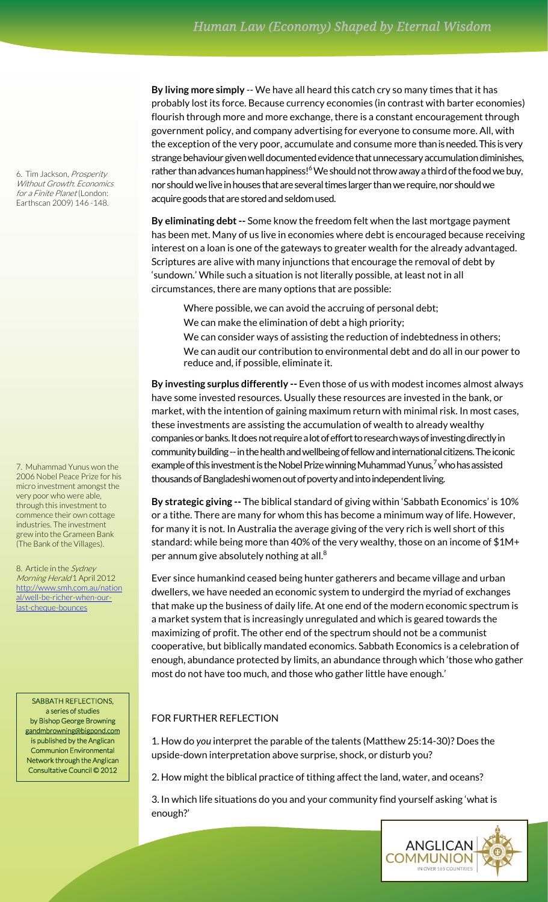**By living more simply** -- We have all heard this catch cry so many times that it has probably lost its force. Because currency economies (in contrast with barter economies) flourish through more and more exchange, there is a constant encouragement through government policy, and company advertising for everyone to consume more. All, with the exception of the very poor, accumulate and consume more than is needed. This is very strange behaviour given well documented evidence that unnecessary accumulation diminishes, rather than advances human happiness![6] We should not throw away a third of the food we buy, nor should we live in houses that are several times larger than we require, nor should we acquire goods that are stored and seldom used.

**By eliminating debt --** Some know the freedom felt when the last mortgage payment has been met. Many of us live in economies where debt is encouraged because receiving interest on a loan is one of the gateways to greater wealth for the already advantaged. Scriptures are alive with many injunctions that encourage the removal of debt by 'sundown.' While such a situation is not literally possible, at least not in all circumstances, there are many options that are possible:

- Where possible, we can avoid the accruing of personal debt;
- We can make the elimination of debt a high priority;
- We can consider ways of assisting the reduction of indebtedness in others;
- We can audit our contribution to environmental debt and do all in our power to reduce and, if possible, eliminate it.

**By investing surplus differently --** Even those of us with modest incomes almost always have some invested resources. Usually these resources are invested in the bank, or market, with the intention of gaining maximum return with minimal risk. In most cases, these investments are assisting the accumulation of wealth to already wealthy companies or banks. It does not require a lot of effort to research ways of investing directly in community building -- in the health and wellbeing of fellow and international citizens. The iconic example of this investment is the Nobel Prize winning Muhammad Yunus,[7] who has assisted thousands of Bangladeshi women out of poverty and into independent living.

**By strategic giving --** The biblical standard of giving within 'Sabbath Economics' is 10% or a tithe. There are many for whom this has become a minimum way of life. However, for many it is not. In Australia the average giving of the very rich is well short of this standard: while being more than 40% of the very wealthy, those on an income of $1M+ per annum give absolutely nothing at all.[8]

Ever since humankind ceased being hunter gatherers and became village and urban dwellers, we have needed an economic system to undergird the myriad of exchanges that make up the business of daily life. At one end of the modern economic spectrum is a market system that is increasingly unregulated and which is geared towards the maximizing of profit. The other end of the spectrum should not be a communist cooperative, but biblically mandated economics. Sabbath Economics is a celebration of enough, abundance protected by limits, an abundance through which 'those who gather most do not have too much, and those who gather little have enough.'

## FOR FURTHER REFLECTION

1. How do *you* interpret the parable of the talents (Matthew 25:14-30)? Does the upside-down interpretation above surprise, shock, or disturb you?

2. How might the biblical practice of tithing affect the land, water, and oceans?

3. In which life situations do you and your community find yourself asking 'what is enough?'

---

6. Tim Jackson, *Prosperity Without Growth: Economics for a Finite Planet* (London: Earthscan 2009) 146 -148.

7. Muhammad Yunus won the 2006 Nobel Peace Prize for his micro investment amongst the very poor who were able, through this investment to commence their own cottage industries. The investment grew into the Grameen Bank (The Bank of the Villages).

8. Article in the *Sydney Morning Herald* 1 April 2012 http://www.smh.com.au/national/well-be-richer-when-our-last-cheque-bounces

SABBATH REFLECTIONS, a series of studies by Bishop George Browning gandmbrowning@bigpond.com is published by the Anglican Communion Environmental Network through the Anglican Consultative Council © 2012